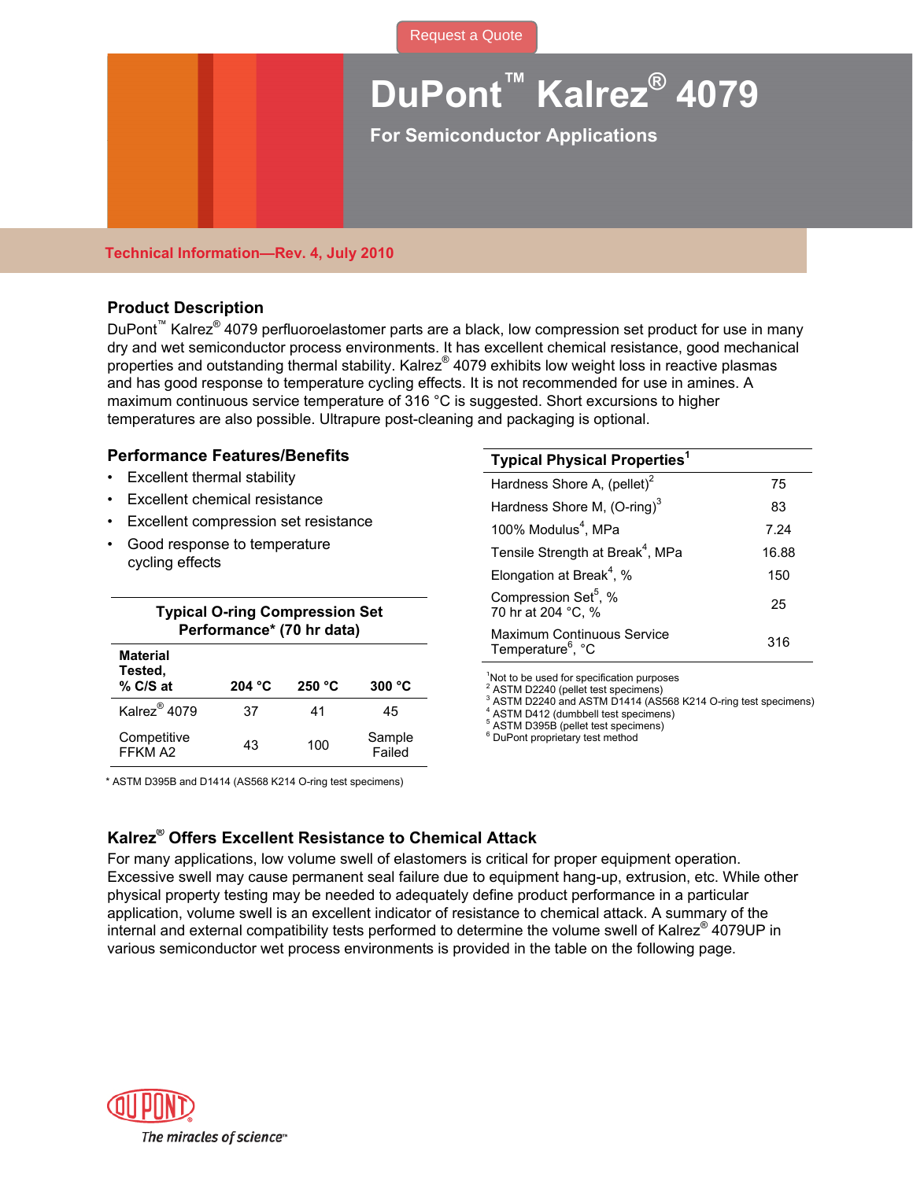Request a Quote

# DuPont™ Kalrez® 4079

## For Semiconductor Applications

**Technical Information—Rev. 4, July 2010**

### Product Description

DuPont™ Kalrez® 4079 perfluoroelastomer parts are a black, low compression set product for use in many dry and wet semiconductor process environments. It has excellent chemical resistance, good mechanical properties and outstanding thermal stability. Kalrez® 4079 exhibits low weight loss in reactive plasmas and has good response to temperature cycling effects. It is not recommended for use in amines. A maximum continuous service temperature of 316 °C is suggested. Short excursions to higher temperatures are also possible. Ultrapure post-cleaning and packaging is optional.

### Performance Features/Benefits

- Excellent thermal stability
- Excellent chemical resistance
- Excellent compression set resistance
- Good response to temperature cycling effects

**Typical O-ring Compression Set Performance* (70 hr data)**

| Material Tested, % C/S at | 204 °C | 250 °C | 300 °C |
|---|---|---|---|
| Kalrez® 4079 | 37 | 41 | 45 |
| Competitive FFKM A2 | 43 | 100 | Sample Failed |

* ASTM D395B and D1414 (AS568 K214 O-ring test specimens)

**Typical Physical Properties[1]**

| Property | Value |
|---|---|
| Hardness Shore A, (pellet)[2] | 75 |
| Hardness Shore M, (O-ring)[3] | 83 |
| 100% Modulus[4], MPa | 7.24 |
| Tensile Strength at Break[4], MPa | 16.88 |
| Elongation at Break[4], % | 150 |
| Compression Set[5], % 70 hr at 204 °C, % | 25 |
| Maximum Continuous Service Temperature[6], °C | 316 |

[1] Not to be used for specification purposes
[2] ASTM D2240 (pellet test specimens)
[3] ASTM D2240 and ASTM D1414 (AS568 K214 O-ring test specimens)
[4] ASTM D412 (dumbbell test specimens)
[5] ASTM D395B (pellet test specimens)
[6] DuPont proprietary test method

### Kalrez® Offers Excellent Resistance to Chemical Attack

For many applications, low volume swell of elastomers is critical for proper equipment operation. Excessive swell may cause permanent seal failure due to equipment hang-up, extrusion, etc. While other physical property testing may be needed to adequately define product performance in a particular application, volume swell is an excellent indicator of resistance to chemical attack. A summary of the internal and external compatibility tests performed to determine the volume swell of Kalrez® 4079UP in various semiconductor wet process environments is provided in the table on the following page.

DUPONT
*The miracles of science™*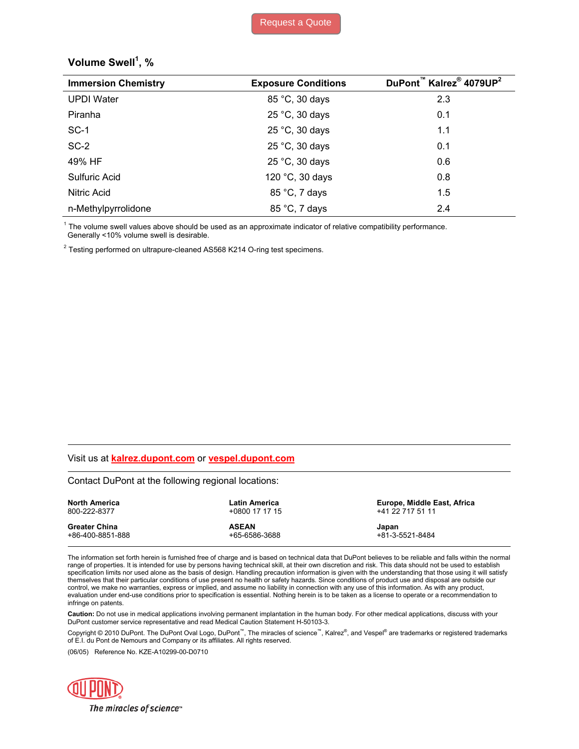Request a Quote

## Volume Swell[1], %

| Immersion Chemistry | Exposure Conditions | DuPont™ Kalrez® 4079UP[2] |
| --- | --- | --- |
| UPDI Water | 85 °C, 30 days | 2.3 |
| Piranha | 25 °C, 30 days | 0.1 |
| SC-1 | 25 °C, 30 days | 1.1 |
| SC-2 | 25 °C, 30 days | 0.1 |
| 49% HF | 25 °C, 30 days | 0.6 |
| Sulfuric Acid | 120 °C, 30 days | 0.8 |
| Nitric Acid | 85 °C, 7 days | 1.5 |
| n-Methylpyrrolidone | 85 °C, 7 days | 2.4 |

[1] The volume swell values above should be used as an approximate indicator of relative compatibility performance. Generally <10% volume swell is desirable.

[2] Testing performed on ultrapure-cleaned AS568 K214 O-ring test specimens.

Visit us at **kalrez.dupont.com** or **vespel.dupont.com**

Contact DuPont at the following regional locations:

**North America**
800-222-8377

**Latin America**
+0800 17 17 15

**Europe, Middle East, Africa**
+41 22 717 51 11

**Greater China**
+86-400-8851-888

**ASEAN**
+65-6586-3688

**Japan**
+81-3-5521-8484

The information set forth herein is furnished free of charge and is based on technical data that DuPont believes to be reliable and falls within the normal range of properties. It is intended for use by persons having technical skill, at their own discretion and risk. This data should not be used to establish specification limits nor used alone as the basis of design. Handling precaution information is given with the understanding that those using it will satisfy themselves that their particular conditions of use present no health or safety hazards. Since conditions of product use and disposal are outside our control, we make no warranties, express or implied, and assume no liability in connection with any use of this information. As with any product, evaluation under end-use conditions prior to specification is essential. Nothing herein is to be taken as a license to operate or a recommendation to infringe on patents.

**Caution:** Do not use in medical applications involving permanent implantation in the human body. For other medical applications, discuss with your DuPont customer service representative and read Medical Caution Statement H-50103-3.

Copyright © 2010 DuPont. The DuPont Oval Logo, DuPont™, The miracles of science™, Kalrez®, and Vespel® are trademarks or registered trademarks of E.I. du Pont de Nemours and Company or its affiliates. All rights reserved.

(06/05) Reference No. KZE-A10299-00-D0710

DUPONT
*The miracles of science™*